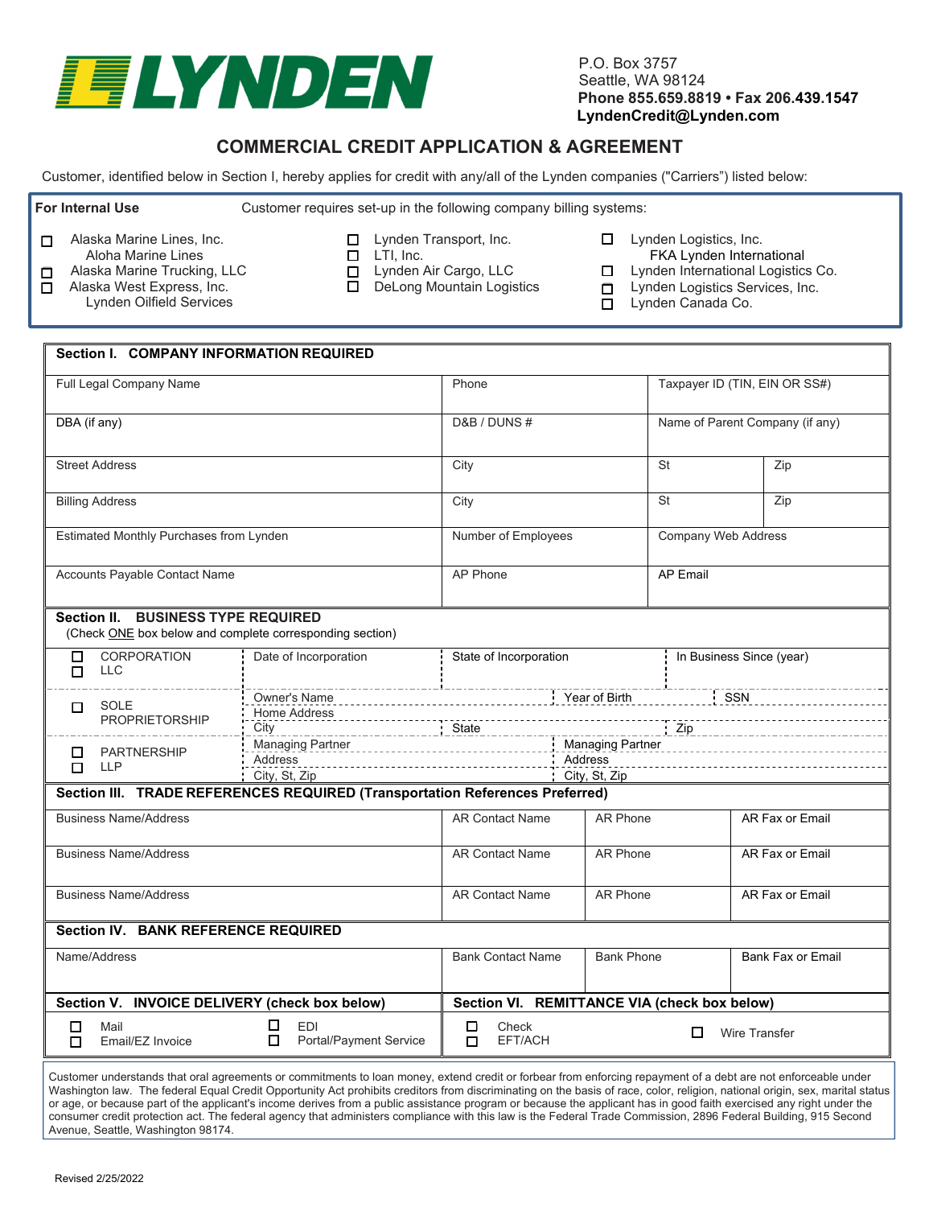**LYNDEN**

P.O. Box 3757
Seattle, WA 98124
**Phone 855.659.8819 • Fax 206.439.1547**
**LyndenCredit@Lynden.com**

# COMMERCIAL CREDIT APPLICATION & AGREEMENT

Customer, identified below in Section I, hereby applies for credit with any/all of the Lynden companies ("Carriers") listed below:

**For Internal Use** Customer requires set-up in the following company billing systems:

- ☐ Alaska Marine Lines, Inc. Aloha Marine Lines
- ☐ Alaska Marine Trucking, LLC
- ☐ Alaska West Express, Inc. Lynden Oilfield Services
- ☐ Lynden Transport, Inc.
- ☐ LTI, Inc.
- ☐ Lynden Air Cargo, LLC
- ☐ DeLong Mountain Logistics
- ☐ Lynden Logistics, Inc. FKA Lynden International
- ☐ Lynden International Logistics Co.
- ☐ Lynden Logistics Services, Inc.
- ☐ Lynden Canada Co.

## Section I. COMPANY INFORMATION REQUIRED

| Full Legal Company Name | Phone | Taxpayer ID (TIN, EIN OR SS#) | |
|---|---|---|---|
| DBA (if any) | D&B / DUNS # | Name of Parent Company (if any) | |
| Street Address | City | St | Zip |
| Billing Address | City | St | Zip |
| Estimated Monthly Purchases from Lynden | Number of Employees | Company Web Address | |
| Accounts Payable Contact Name | AP Phone | AP Email | |

## Section II. BUSINESS TYPE REQUIRED

(Check ONE box below and complete corresponding section)

| Type | | | |
|---|---|---|---|
| ☐ CORPORATION ☐ LLC | Date of Incorporation | State of Incorporation | In Business Since (year) |
| ☐ SOLE PROPRIETORSHIP | Owner's Name | Year of Birth | SSN |
| | Home Address | | |
| | City | State | Zip |
| ☐ PARTNERSHIP ☐ LLP | Managing Partner | Managing Partner | |
| | Address | Address | |
| | City, St, Zip | City, St, Zip | |

## Section III. TRADE REFERENCES REQUIRED (Transportation References Preferred)

| Business Name/Address | AR Contact Name | AR Phone | AR Fax or Email |
|---|---|---|---|
| Business Name/Address | AR Contact Name | AR Phone | AR Fax or Email |
| Business Name/Address | AR Contact Name | AR Phone | AR Fax or Email |

## Section IV. BANK REFERENCE REQUIRED

| Name/Address | Bank Contact Name | Bank Phone | Bank Fax or Email |
|---|---|---|---|

## Section V. INVOICE DELIVERY (check box below)

- ☐ Mail
- ☐ Email/EZ Invoice
- ☐ EDI
- ☐ Portal/Payment Service

## Section VI. REMITTANCE VIA (check box below)

- ☐ Check
- ☐ EFT/ACH
- ☐ Wire Transfer

Customer understands that oral agreements or commitments to loan money, extend credit or forbear from enforcing repayment of a debt are not enforceable under Washington law. The federal Equal Credit Opportunity Act prohibits creditors from discriminating on the basis of race, color, religion, national origin, sex, marital status or age, or because part of the applicant's income derives from a public assistance program or because the applicant has in good faith exercised any right under the consumer credit protection act. The federal agency that administers compliance with this law is the Federal Trade Commission, 2896 Federal Building, 915 Second Avenue, Seattle, Washington 98174.

Revised 2/25/2022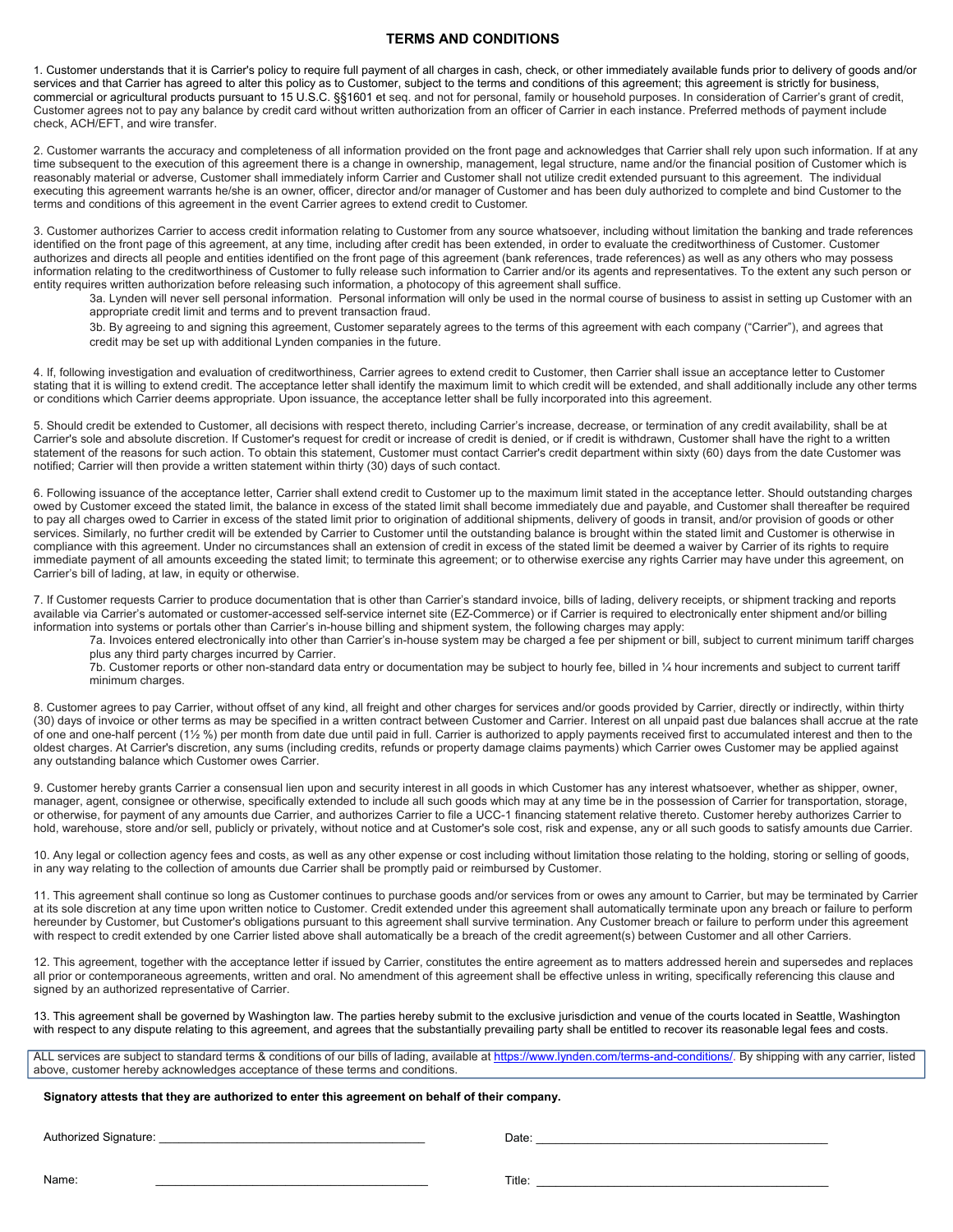# TERMS AND CONDITIONS

1. Customer understands that it is Carrier's policy to require full payment of all charges in cash, check, or other immediately available funds prior to delivery of goods and/or services and that Carrier has agreed to alter this policy as to Customer, subject to the terms and conditions of this agreement; this agreement is strictly for business, commercial or agricultural products pursuant to 15 U.S.C. §§1601 et seq. and not for personal, family or household purposes. In consideration of Carrier's grant of credit, Customer agrees not to pay any balance by credit card without written authorization from an officer of Carrier in each instance. Preferred methods of payment include check, ACH/EFT, and wire transfer.

2. Customer warrants the accuracy and completeness of all information provided on the front page and acknowledges that Carrier shall rely upon such information. If at any time subsequent to the execution of this agreement there is a change in ownership, management, legal structure, name and/or the financial position of Customer which is reasonably material or adverse, Customer shall immediately inform Carrier and Customer shall not utilize credit extended pursuant to this agreement. The individual executing this agreement warrants he/she is an owner, officer, director and/or manager of Customer and has been duly authorized to complete and bind Customer to the terms and conditions of this agreement in the event Carrier agrees to extend credit to Customer.

3. Customer authorizes Carrier to access credit information relating to Customer from any source whatsoever, including without limitation the banking and trade references identified on the front page of this agreement, at any time, including after credit has been extended, in order to evaluate the creditworthiness of Customer. Customer authorizes and directs all people and entities identified on the front page of this agreement (bank references, trade references) as well as any others who may possess information relating to the creditworthiness of Customer to fully release such information to Carrier and/or its agents and representatives. To the extent any such person or entity requires written authorization before releasing such information, a photocopy of this agreement shall suffice.

3a. Lynden will never sell personal information. Personal information will only be used in the normal course of business to assist in setting up Customer with an appropriate credit limit and terms and to prevent transaction fraud.

3b. By agreeing to and signing this agreement, Customer separately agrees to the terms of this agreement with each company ("Carrier"), and agrees that credit may be set up with additional Lynden companies in the future.

4. If, following investigation and evaluation of creditworthiness, Carrier agrees to extend credit to Customer, then Carrier shall issue an acceptance letter to Customer stating that it is willing to extend credit. The acceptance letter shall identify the maximum limit to which credit will be extended, and shall additionally include any other terms or conditions which Carrier deems appropriate. Upon issuance, the acceptance letter shall be fully incorporated into this agreement.

5. Should credit be extended to Customer, all decisions with respect thereto, including Carrier's increase, decrease, or termination of any credit availability, shall be at Carrier's sole and absolute discretion. If Customer's request for credit or increase of credit is denied, or if credit is withdrawn, Customer shall have the right to a written statement of the reasons for such action. To obtain this statement, Customer must contact Carrier's credit department within sixty (60) days from the date Customer was notified; Carrier will then provide a written statement within thirty (30) days of such contact.

6. Following issuance of the acceptance letter, Carrier shall extend credit to Customer up to the maximum limit stated in the acceptance letter. Should outstanding charges owed by Customer exceed the stated limit, the balance in excess of the stated limit shall become immediately due and payable, and Customer shall thereafter be required to pay all charges owed to Carrier in excess of the stated limit prior to origination of additional shipments, delivery of goods in transit, and/or provision of goods or other services. Similarly, no further credit will be extended by Carrier to Customer until the outstanding balance is brought within the stated limit and Customer is otherwise in compliance with this agreement. Under no circumstances shall an extension of credit in excess of the stated limit be deemed a waiver by Carrier of its rights to require immediate payment of all amounts exceeding the stated limit; to terminate this agreement; or to otherwise exercise any rights Carrier may have under this agreement, on Carrier's bill of lading, at law, in equity or otherwise.

7. If Customer requests Carrier to produce documentation that is other than Carrier's standard invoice, bills of lading, delivery receipts, or shipment tracking and reports available via Carrier's automated or customer-accessed self-service internet site (EZ-Commerce) or if Carrier is required to electronically enter shipment and/or billing information into systems or portals other than Carrier's in-house billing and shipment system, the following charges may apply:

7a. Invoices entered electronically into other than Carrier's in-house system may be charged a fee per shipment or bill, subject to current minimum tariff charges plus any third party charges incurred by Carrier.

7b. Customer reports or other non-standard data entry or documentation may be subject to hourly fee, billed in ¼ hour increments and subject to current tariff minimum charges.

8. Customer agrees to pay Carrier, without offset of any kind, all freight and other charges for services and/or goods provided by Carrier, directly or indirectly, within thirty (30) days of invoice or other terms as may be specified in a written contract between Customer and Carrier. Interest on all unpaid past due balances shall accrue at the rate of one and one-half percent (1½ %) per month from date due until paid in full. Carrier is authorized to apply payments received first to accumulated interest and then to the oldest charges. At Carrier's discretion, any sums (including credits, refunds or property damage claims payments) which Carrier owes Customer may be applied against any outstanding balance which Customer owes Carrier.

9. Customer hereby grants Carrier a consensual lien upon and security interest in all goods in which Customer has any interest whatsoever, whether as shipper, owner, manager, agent, consignee or otherwise, specifically extended to include all such goods which may at any time be in the possession of Carrier for transportation, storage, or otherwise, for payment of any amounts due Carrier, and authorizes Carrier to file a UCC-1 financing statement relative thereto. Customer hereby authorizes Carrier to hold, warehouse, store and/or sell, publicly or privately, without notice and at Customer's sole cost, risk and expense, any or all such goods to satisfy amounts due Carrier.

10. Any legal or collection agency fees and costs, as well as any other expense or cost including without limitation those relating to the holding, storing or selling of goods, in any way relating to the collection of amounts due Carrier shall be promptly paid or reimbursed by Customer.

11. This agreement shall continue so long as Customer continues to purchase goods and/or services from or owes any amount to Carrier, but may be terminated by Carrier at its sole discretion at any time upon written notice to Customer. Credit extended under this agreement shall automatically terminate upon any breach or failure to perform hereunder by Customer, but Customer's obligations pursuant to this agreement shall survive termination. Any Customer breach or failure to perform under this agreement with respect to credit extended by one Carrier listed above shall automatically be a breach of the credit agreement(s) between Customer and all other Carriers.

12. This agreement, together with the acceptance letter if issued by Carrier, constitutes the entire agreement as to matters addressed herein and supersedes and replaces all prior or contemporaneous agreements, written and oral. No amendment of this agreement shall be effective unless in writing, specifically referencing this clause and signed by an authorized representative of Carrier.

13. This agreement shall be governed by Washington law. The parties hereby submit to the exclusive jurisdiction and venue of the courts located in Seattle, Washington with respect to any dispute relating to this agreement, and agrees that the substantially prevailing party shall be entitled to recover its reasonable legal fees and costs.

ALL services are subject to standard terms & conditions of our bills of lading, available at https://www.lynden.com/terms-and-conditions/. By shipping with any carrier, listed above, customer hereby acknowledges acceptance of these terms and conditions.

**Signatory attests that they are authorized to enter this agreement on behalf of their company.**

Authorized Signature: ______________________________ Date: ______________________________

Name: ______________________________ Title: ______________________________